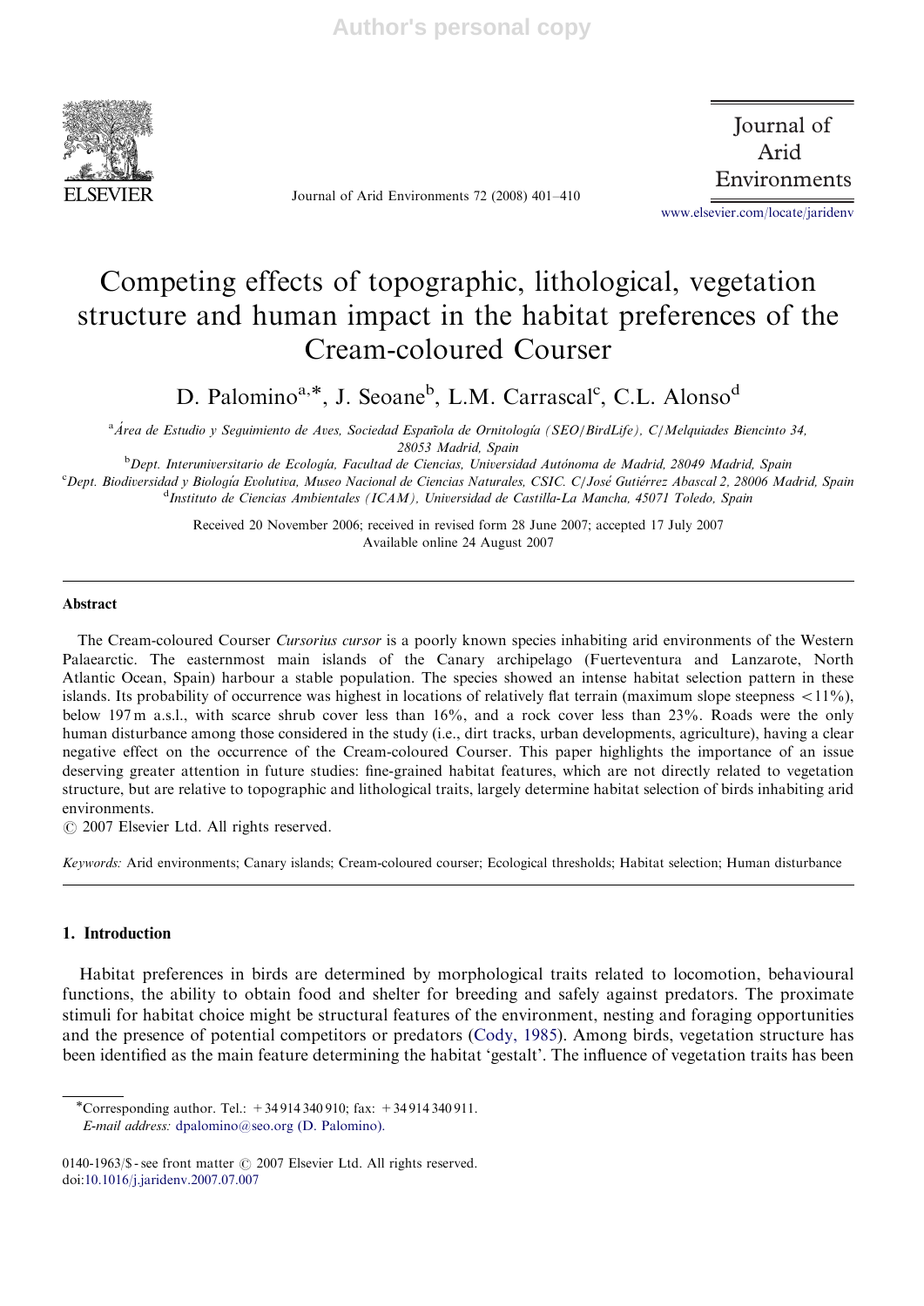# Competing effects of topographic, lithological, vegetation structure and human impact in the habitat preferences of the Cream-coloured Courser

D. Palomino[a,*], J. Seoane[b], L.M. Carrascal[c], C.L. Alonso[d]

[a] Área de Estudio y Seguimiento de Aves, Sociedad Española de Ornitología (SEO/BirdLife), C/Melquiades Biencinto 34, 28053 Madrid, Spain

[b] Dept. Interuniversitario de Ecología, Facultad de Ciencias, Universidad Autónoma de Madrid, 28049 Madrid, Spain

[c] Dept. Biodiversidad y Biología Evolutiva, Museo Nacional de Ciencias Naturales, CSIC. C/José Gutiérrez Abascal 2, 28006 Madrid, Spain

[d] Instituto de Ciencias Ambientales (ICAM), Universidad de Castilla-La Mancha, 45071 Toledo, Spain

Received 20 November 2006; received in revised form 28 June 2007; accepted 17 July 2007
Available online 24 August 2007

## Abstract

The Cream-coloured Courser *Cursorius cursor* is a poorly known species inhabiting arid environments of the Western Palaearctic. The easternmost main islands of the Canary archipelago (Fuerteventura and Lanzarote, North Atlantic Ocean, Spain) harbour a stable population. The species showed an intense habitat selection pattern in these islands. Its probability of occurrence was highest in locations of relatively flat terrain (maximum slope steepness <11%), below 197 m a.s.l., with scarce shrub cover less than 16%, and a rock cover less than 23%. Roads were the only human disturbance among those considered in the study (i.e., dirt tracks, urban developments, agriculture), having a clear negative effect on the occurrence of the Cream-coloured Courser. This paper highlights the importance of an issue deserving greater attention in future studies: fine-grained habitat features, which are not directly related to vegetation structure, but are relative to topographic and lithological traits, largely determine habitat selection of birds inhabiting arid environments.

© 2007 Elsevier Ltd. All rights reserved.

*Keywords:* Arid environments; Canary islands; Cream-coloured courser; Ecological thresholds; Habitat selection; Human disturbance

## 1. Introduction

Habitat preferences in birds are determined by morphological traits related to locomotion, behavioural functions, the ability to obtain food and shelter for breeding and safely against predators. The proximate stimuli for habitat choice might be structural features of the environment, nesting and foraging opportunities and the presence of potential competitors or predators (Cody, 1985). Among birds, vegetation structure has been identified as the main feature determining the habitat 'gestalt'. The influence of vegetation traits has been

*Corresponding author. Tel.: +34 914 340 910; fax: +34 914 340 911.
*E-mail address:* dpalomino@seo.org (D. Palomino).

0140-1963/$ - see front matter © 2007 Elsevier Ltd. All rights reserved.
doi:10.1016/j.jaridenv.2007.07.007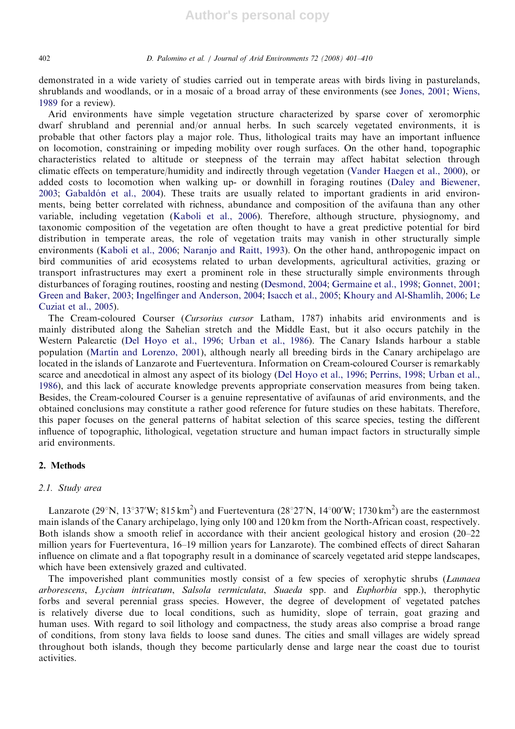demonstrated in a wide variety of studies carried out in temperate areas with birds living in pasturelands, shrublands and woodlands, or in a mosaic of a broad array of these environments (see Jones, 2001; Wiens, 1989 for a review).

Arid environments have simple vegetation structure characterized by sparse cover of xeromorphic dwarf shrubland and perennial and/or annual herbs. In such scarcely vegetated environments, it is probable that other factors play a major role. Thus, lithological traits may have an important influence on locomotion, constraining or impeding mobility over rough surfaces. On the other hand, topographic characteristics related to altitude or steepness of the terrain may affect habitat selection through climatic effects on temperature/humidity and indirectly through vegetation (Vander Haegen et al., 2000), or added costs to locomotion when walking up- or downhill in foraging routines (Daley and Biewener, 2003; Gabaldón et al., 2004). These traits are usually related to important gradients in arid environments, being better correlated with richness, abundance and composition of the avifauna than any other variable, including vegetation (Kaboli et al., 2006). Therefore, although structure, physiognomy, and taxonomic composition of the vegetation are often thought to have a great predictive potential for bird distribution in temperate areas, the role of vegetation traits may vanish in other structurally simple environments (Kaboli et al., 2006; Naranjo and Raitt, 1993). On the other hand, anthropogenic impact on bird communities of arid ecosystems related to urban developments, agricultural activities, grazing or transport infrastructures may exert a prominent role in these structurally simple environments through disturbances of foraging routines, roosting and nesting (Desmond, 2004; Germaine et al., 1998; Gonnet, 2001; Green and Baker, 2003; Ingelfinger and Anderson, 2004; Isacch et al., 2005; Khoury and Al-Shamlih, 2006; Le Cuziat et al., 2005).

The Cream-coloured Courser (*Cursorius cursor* Latham, 1787) inhabits arid environments and is mainly distributed along the Sahelian stretch and the Middle East, but it also occurs patchily in the Western Palearctic (Del Hoyo et al., 1996; Urban et al., 1986). The Canary Islands harbour a stable population (Martín and Lorenzo, 2001), although nearly all breeding birds in the Canary archipelago are located in the islands of Lanzarote and Fuerteventura. Information on Cream-coloured Courser is remarkably scarce and anecdotical in almost any aspect of its biology (Del Hoyo et al., 1996; Perrins, 1998; Urban et al., 1986), and this lack of accurate knowledge prevents appropriate conservation measures from being taken. Besides, the Cream-coloured Courser is a genuine representative of avifaunas of arid environments, and the obtained conclusions may constitute a rather good reference for future studies on these habitats. Therefore, this paper focuses on the general patterns of habitat selection of this scarce species, testing the different influence of topographic, lithological, vegetation structure and human impact factors in structurally simple arid environments.

## 2. Methods

### 2.1. Study area

Lanzarote (29°N, 13°37′W; 815 km$^2$) and Fuerteventura (28°27′N, 14°00′W; 1730 km$^2$) are the easternmost main islands of the Canary archipelago, lying only 100 and 120 km from the North-African coast, respectively. Both islands show a smooth relief in accordance with their ancient geological history and erosion (20–22 million years for Fuerteventura, 16–19 million years for Lanzarote). The combined effects of direct Saharan influence on climate and a flat topography result in a dominance of scarcely vegetated arid steppe landscapes, which have been extensively grazed and cultivated.

The impoverished plant communities mostly consist of a few species of xerophytic shrubs (*Launaea arborescens*, *Lycium intricatum*, *Salsola vermiculata*, *Suaeda* spp. and *Euphorbia* spp.), therophytic forbs and several perennial grass species. However, the degree of development of vegetated patches is relatively diverse due to local conditions, such as humidity, slope of terrain, goat grazing and human uses. With regard to soil lithology and compactness, the study areas also comprise a broad range of conditions, from stony lava fields to loose sand dunes. The cities and small villages are widely spread throughout both islands, though they become particularly dense and large near the coast due to tourist activities.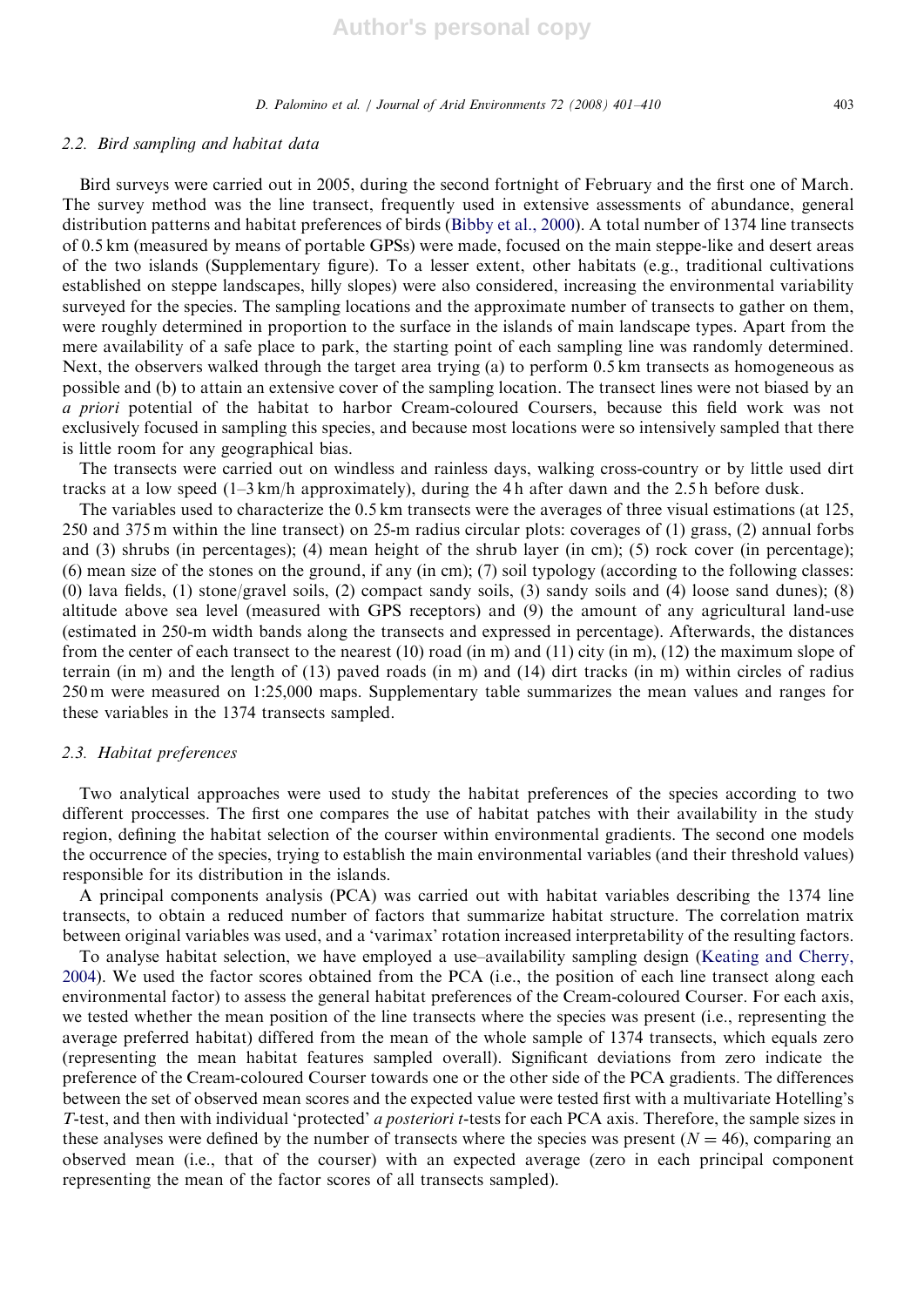### 2.2. Bird sampling and habitat data

Bird surveys were carried out in 2005, during the second fortnight of February and the first one of March. The survey method was the line transect, frequently used in extensive assessments of abundance, general distribution patterns and habitat preferences of birds (Bibby et al., 2000). A total number of 1374 line transects of 0.5 km (measured by means of portable GPSs) were made, focused on the main steppe-like and desert areas of the two islands (Supplementary figure). To a lesser extent, other habitats (e.g., traditional cultivations established on steppe landscapes, hilly slopes) were also considered, increasing the environmental variability surveyed for the species. The sampling locations and the approximate number of transects to gather on them, were roughly determined in proportion to the surface in the islands of main landscape types. Apart from the mere availability of a safe place to park, the starting point of each sampling line was randomly determined. Next, the observers walked through the target area trying (a) to perform 0.5 km transects as homogeneous as possible and (b) to attain an extensive cover of the sampling location. The transect lines were not biased by an *a priori* potential of the habitat to harbor Cream-coloured Coursers, because this field work was not exclusively focused in sampling this species, and because most locations were so intensively sampled that there is little room for any geographical bias.

The transects were carried out on windless and rainless days, walking cross-country or by little used dirt tracks at a low speed (1–3 km/h approximately), during the 4 h after dawn and the 2.5 h before dusk.

The variables used to characterize the 0.5 km transects were the averages of three visual estimations (at 125, 250 and 375 m within the line transect) on 25-m radius circular plots: coverages of (1) grass, (2) annual forbs and (3) shrubs (in percentages); (4) mean height of the shrub layer (in cm); (5) rock cover (in percentage); (6) mean size of the stones on the ground, if any (in cm); (7) soil typology (according to the following classes: (0) lava fields, (1) stone/gravel soils, (2) compact sandy soils, (3) sandy soils and (4) loose sand dunes); (8) altitude above sea level (measured with GPS receptors) and (9) the amount of any agricultural land-use (estimated in 250-m width bands along the transects and expressed in percentage). Afterwards, the distances from the center of each transect to the nearest (10) road (in m) and (11) city (in m), (12) the maximum slope of terrain (in m) and the length of (13) paved roads (in m) and (14) dirt tracks (in m) within circles of radius 250 m were measured on 1:25,000 maps. Supplementary table summarizes the mean values and ranges for these variables in the 1374 transects sampled.

### 2.3. Habitat preferences

Two analytical approaches were used to study the habitat preferences of the species according to two different proccesses. The first one compares the use of habitat patches with their availability in the study region, defining the habitat selection of the courser within environmental gradients. The second one models the occurrence of the species, trying to establish the main environmental variables (and their threshold values) responsible for its distribution in the islands.

A principal components analysis (PCA) was carried out with habitat variables describing the 1374 line transects, to obtain a reduced number of factors that summarize habitat structure. The correlation matrix between original variables was used, and a 'varimax' rotation increased interpretability of the resulting factors.

To analyse habitat selection, we have employed a use–availability sampling design (Keating and Cherry, 2004). We used the factor scores obtained from the PCA (i.e., the position of each line transect along each environmental factor) to assess the general habitat preferences of the Cream-coloured Courser. For each axis, we tested whether the mean position of the line transects where the species was present (i.e., representing the average preferred habitat) differed from the mean of the whole sample of 1374 transects, which equals zero (representing the mean habitat features sampled overall). Significant deviations from zero indicate the preference of the Cream-coloured Courser towards one or the other side of the PCA gradients. The differences between the set of observed mean scores and the expected value were tested first with a multivariate Hotelling's $T$-test, and then with individual 'protected' *a posteriori* $t$-tests for each PCA axis. Therefore, the sample sizes in these analyses were defined by the number of transects where the species was present ($N = 46$), comparing an observed mean (i.e., that of the courser) with an expected average (zero in each principal component representing the mean of the factor scores of all transects sampled).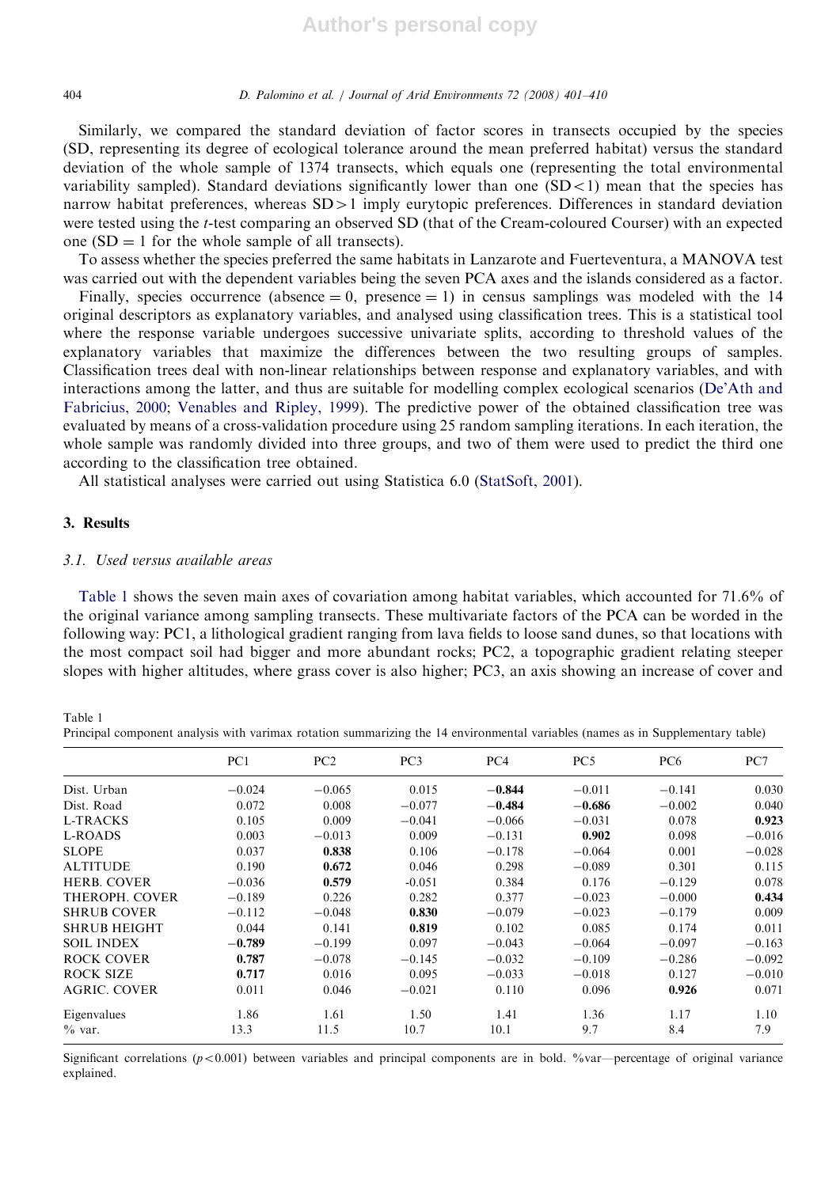Similarly, we compared the standard deviation of factor scores in transects occupied by the species (SD, representing its degree of ecological tolerance around the mean preferred habitat) versus the standard deviation of the whole sample of 1374 transects, which equals one (representing the total environmental variability sampled). Standard deviations significantly lower than one (SD < 1) mean that the species has narrow habitat preferences, whereas SD > 1 imply eurytopic preferences. Differences in standard deviation were tested using the *t*-test comparing an observed SD (that of the Cream-coloured Courser) with an expected one (SD = 1 for the whole sample of all transects).

To assess whether the species preferred the same habitats in Lanzarote and Fuerteventura, a MANOVA test was carried out with the dependent variables being the seven PCA axes and the islands considered as a factor.

Finally, species occurrence (absence = 0, presence = 1) in census samplings was modeled with the 14 original descriptors as explanatory variables, and analysed using classification trees. This is a statistical tool where the response variable undergoes successive univariate splits, according to threshold values of the explanatory variables that maximize the differences between the two resulting groups of samples. Classification trees deal with non-linear relationships between response and explanatory variables, and with interactions among the latter, and thus are suitable for modelling complex ecological scenarios (De'Ath and Fabricius, 2000; Venables and Ripley, 1999). The predictive power of the obtained classification tree was evaluated by means of a cross-validation procedure using 25 random sampling iterations. In each iteration, the whole sample was randomly divided into three groups, and two of them were used to predict the third one according to the classification tree obtained.

All statistical analyses were carried out using Statistica 6.0 (StatSoft, 2001).

## 3. Results

### *3.1. Used versus available areas*

Table 1 shows the seven main axes of covariation among habitat variables, which accounted for 71.6% of the original variance among sampling transects. These multivariate factors of the PCA can be worded in the following way: PC1, a lithological gradient ranging from lava fields to loose sand dunes, so that locations with the most compact soil had bigger and more abundant rocks; PC2, a topographic gradient relating steeper slopes with higher altitudes, where grass cover is also higher; PC3, an axis showing an increase of cover and

Table 1
Principal component analysis with varimax rotation summarizing the 14 environmental variables (names as in Supplementary table)

| | PC1 | PC2 | PC3 | PC4 | PC5 | PC6 | PC7 |
|---|---|---|---|---|---|---|---|
| Dist. Urban | −0.024 | −0.065 | 0.015 | **−0.844** | −0.011 | −0.141 | 0.030 |
| Dist. Road | 0.072 | 0.008 | −0.077 | **−0.484** | **−0.686** | −0.002 | 0.040 |
| L-TRACKS | 0.105 | 0.009 | −0.041 | −0.066 | −0.031 | 0.078 | **0.923** |
| L-ROADS | 0.003 | −0.013 | 0.009 | −0.131 | **0.902** | 0.098 | −0.016 |
| SLOPE | 0.037 | **0.838** | 0.106 | −0.178 | −0.064 | 0.001 | −0.028 |
| ALTITUDE | 0.190 | **0.672** | 0.046 | 0.298 | −0.089 | 0.301 | 0.115 |
| HERB. COVER | −0.036 | **0.579** | -0.051 | 0.384 | 0.176 | −0.129 | 0.078 |
| THEROPH. COVER | −0.189 | 0.226 | 0.282 | 0.377 | −0.023 | −0.000 | **0.434** |
| SHRUB COVER | −0.112 | −0.048 | **0.830** | −0.079 | −0.023 | −0.179 | 0.009 |
| SHRUB HEIGHT | 0.044 | 0.141 | **0.819** | 0.102 | 0.085 | 0.174 | 0.011 |
| SOIL INDEX | **−0.789** | −0.199 | 0.097 | −0.043 | −0.064 | −0.097 | −0.163 |
| ROCK COVER | **0.787** | −0.078 | −0.145 | −0.032 | −0.109 | −0.286 | −0.092 |
| ROCK SIZE | **0.717** | 0.016 | 0.095 | −0.033 | −0.018 | 0.127 | −0.010 |
| AGRIC. COVER | 0.011 | 0.046 | −0.021 | 0.110 | 0.096 | **0.926** | 0.071 |
| Eigenvalues | 1.86 | 1.61 | 1.50 | 1.41 | 1.36 | 1.17 | 1.10 |
| % var. | 13.3 | 11.5 | 10.7 | 10.1 | 9.7 | 8.4 | 7.9 |

Significant correlations ($p < 0.001$) between variables and principal components are in bold. %var—percentage of original variance explained.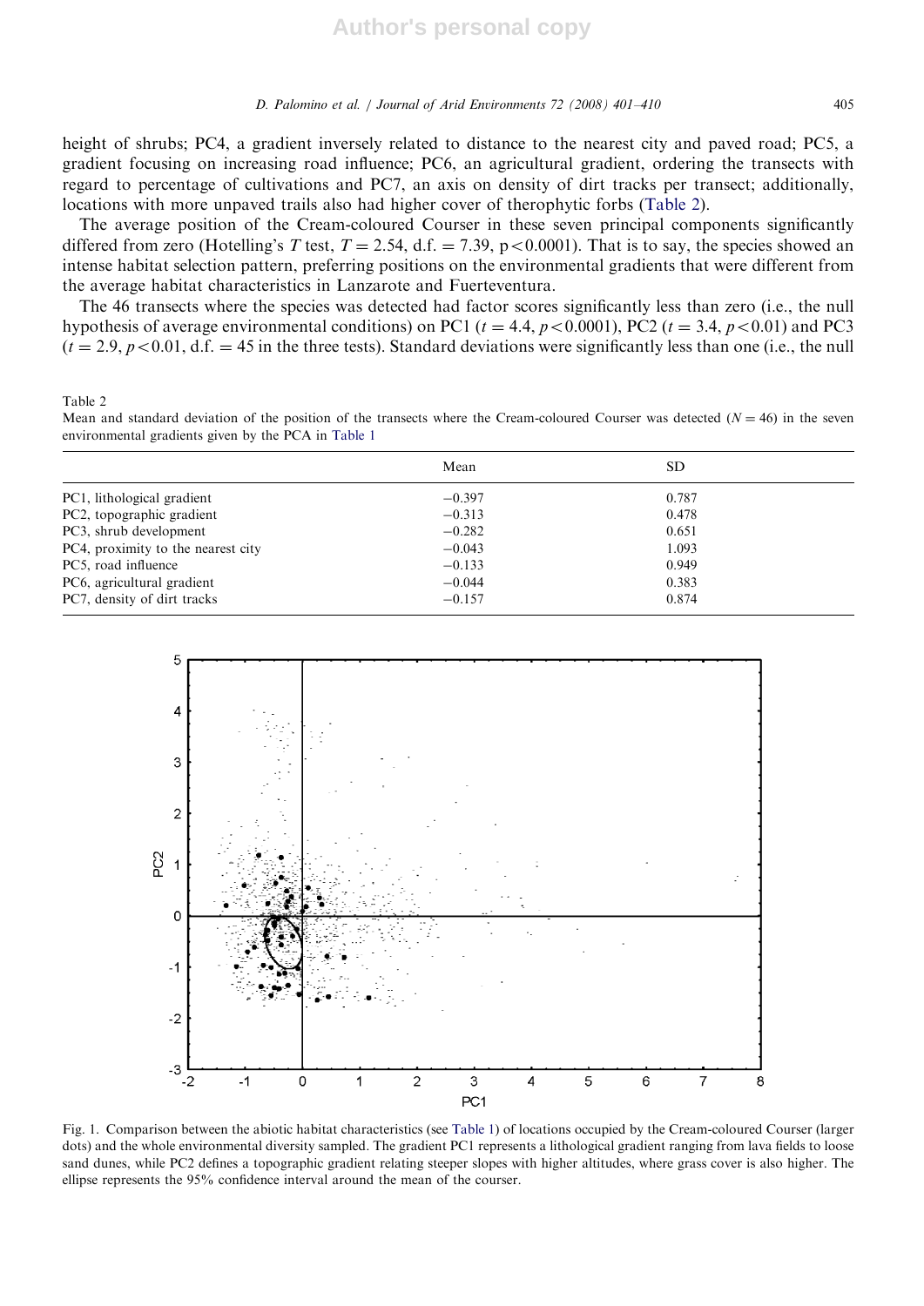height of shrubs; PC4, a gradient inversely related to distance to the nearest city and paved road; PC5, a gradient focusing on increasing road influence; PC6, an agricultural gradient, ordering the transects with regard to percentage of cultivations and PC7, an axis on density of dirt tracks per transect; additionally, locations with more unpaved trails also had higher cover of therophytic forbs (Table 2).

The average position of the Cream-coloured Courser in these seven principal components significantly differed from zero (Hotelling's $T$ test, $T = 2.54$, d.f. $= 7.39$, $p < 0.0001$). That is to say, the species showed an intense habitat selection pattern, preferring positions on the environmental gradients that were different from the average habitat characteristics in Lanzarote and Fuerteventura.

The 46 transects where the species was detected had factor scores significantly less than zero (i.e., the null hypothesis of average environmental conditions) on PC1 ($t = 4.4$, $p < 0.0001$), PC2 ($t = 3.4$, $p < 0.01$) and PC3 ($t = 2.9$, $p < 0.01$, d.f. $= 45$ in the three tests). Standard deviations were significantly less than one (i.e., the null

Table 2
Mean and standard deviation of the position of the transects where the Cream-coloured Courser was detected ($N = 46$) in the seven environmental gradients given by the PCA in Table 1

| | Mean | SD |
|---|---|---|
| PC1, lithological gradient | −0.397 | 0.787 |
| PC2, topographic gradient | −0.313 | 0.478 |
| PC3, shrub development | −0.282 | 0.651 |
| PC4, proximity to the nearest city | −0.043 | 1.093 |
| PC5, road influence | −0.133 | 0.949 |
| PC6, agricultural gradient | −0.044 | 0.383 |
| PC7, density of dirt tracks | −0.157 | 0.874 |

Fig. 1. Comparison between the abiotic habitat characteristics (see Table 1) of locations occupied by the Cream-coloured Courser (larger dots) and the whole environmental diversity sampled. The gradient PC1 represents a lithological gradient ranging from lava fields to loose sand dunes, while PC2 defines a topographic gradient relating steeper slopes with higher altitudes, where grass cover is also higher. The ellipse represents the 95% confidence interval around the mean of the courser.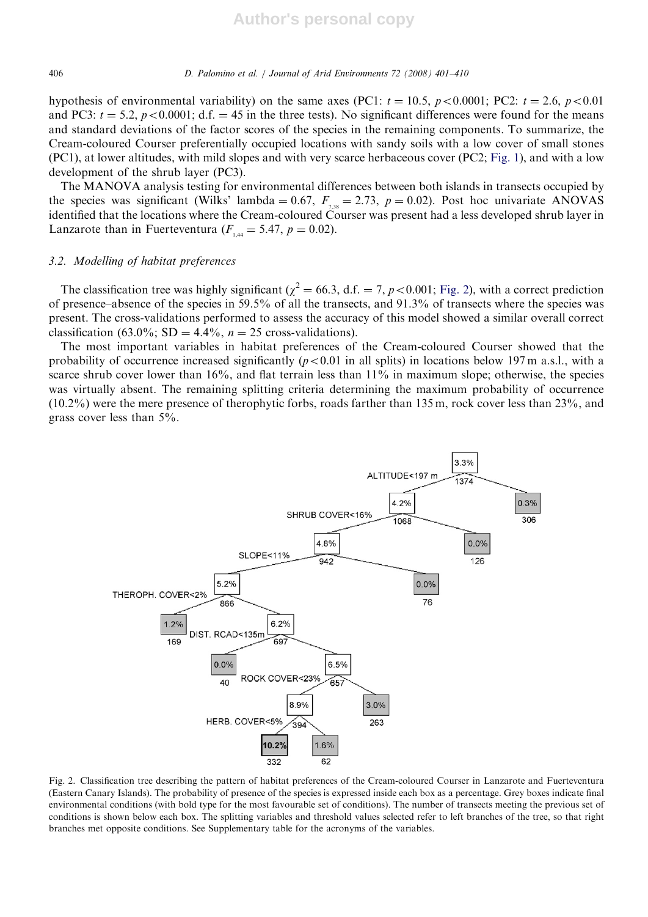hypothesis of environmental variability) on the same axes (PC1: $t = 10.5$, $p < 0.0001$; PC2: $t = 2.6$, $p < 0.01$ and PC3: $t = 5.2$, $p < 0.0001$; d.f. = 45 in the three tests). No significant differences were found for the means and standard deviations of the factor scores of the species in the remaining components. To summarize, the Cream-coloured Courser preferentially occupied locations with sandy soils with a low cover of small stones (PC1), at lower altitudes, with mild slopes and with very scarce herbaceous cover (PC2; Fig. 1), and with a low development of the shrub layer (PC3).

The MANOVA analysis testing for environmental differences between both islands in transects occupied by the species was significant (Wilks' lambda = 0.67, $F_{7,38} = 2.73$, $p = 0.02$). Post hoc univariate ANOVAS identified that the locations where the Cream-coloured Courser was present had a less developed shrub layer in Lanzarote than in Fuerteventura ($F_{1,44} = 5.47$, $p = 0.02$).

### 3.2. Modelling of habitat preferences

The classification tree was highly significant ($\chi^2 = 66.3$, d.f. = 7, $p < 0.001$; Fig. 2), with a correct prediction of presence–absence of the species in 59.5% of all the transects, and 91.3% of transects where the species was present. The cross-validations performed to assess the accuracy of this model showed a similar overall correct classification (63.0%; SD = 4.4%, $n = 25$ cross-validations).

The most important variables in habitat preferences of the Cream-coloured Courser showed that the probability of occurrence increased significantly ($p < 0.01$ in all splits) in locations below 197 m a.s.l., with a scarce shrub cover lower than 16%, and flat terrain less than 11% in maximum slope; otherwise, the species was virtually absent. The remaining splitting criteria determining the maximum probability of occurrence (10.2%) were the mere presence of therophytic forbs, roads farther than 135 m, rock cover less than 23%, and grass cover less than 5%.

Fig. 2. Classification tree describing the pattern of habitat preferences of the Cream-coloured Courser in Lanzarote and Fuerteventura (Eastern Canary Islands). The probability of presence of the species is expressed inside each box as a percentage. Grey boxes indicate final environmental conditions (with bold type for the most favourable set of conditions). The number of transects meeting the previous set of conditions is shown below each box. The splitting variables and threshold values selected refer to left branches of the tree, so that right branches met opposite conditions. See Supplementary table for the acronyms of the variables.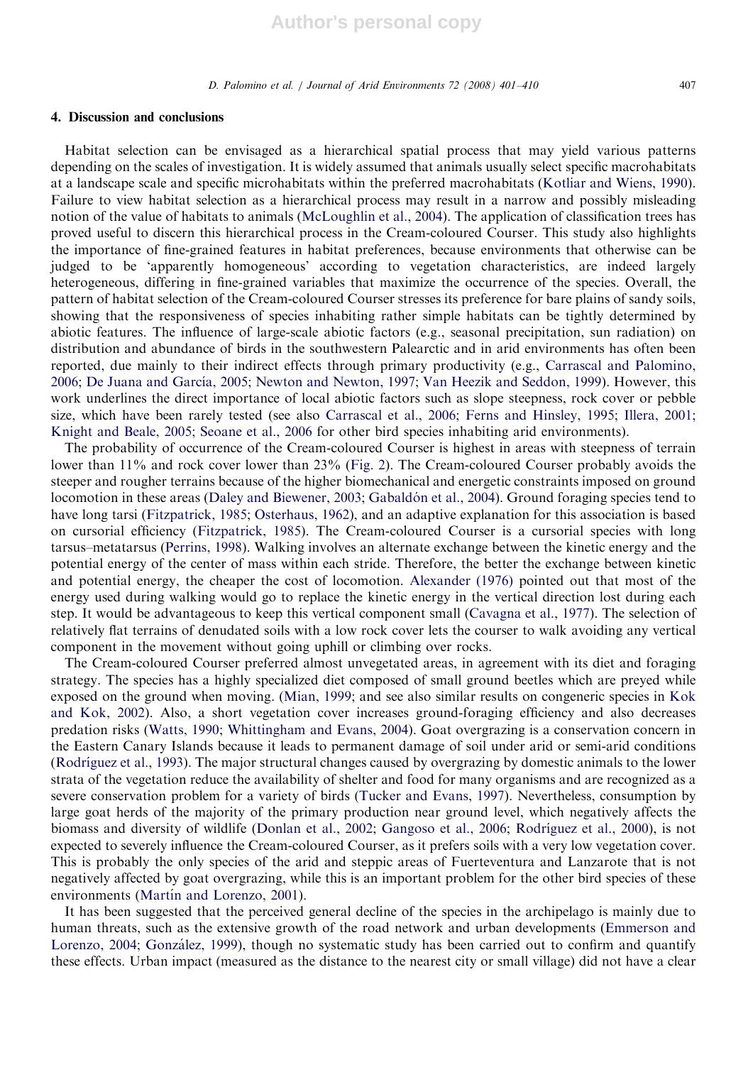## 4. Discussion and conclusions

Habitat selection can be envisaged as a hierarchical spatial process that may yield various patterns depending on the scales of investigation. It is widely assumed that animals usually select specific macrohabitats at a landscape scale and specific microhabitats within the preferred macrohabitats (Kotliar and Wiens, 1990). Failure to view habitat selection as a hierarchical process may result in a narrow and possibly misleading notion of the value of habitats to animals (McLoughlin et al., 2004). The application of classification trees has proved useful to discern this hierarchical process in the Cream-coloured Courser. This study also highlights the importance of fine-grained features in habitat preferences, because environments that otherwise can be judged to be 'apparently homogeneous' according to vegetation characteristics, are indeed largely heterogeneous, differing in fine-grained variables that maximize the occurrence of the species. Overall, the pattern of habitat selection of the Cream-coloured Courser stresses its preference for bare plains of sandy soils, showing that the responsiveness of species inhabiting rather simple habitats can be tightly determined by abiotic features. The influence of large-scale abiotic factors (e.g., seasonal precipitation, sun radiation) on distribution and abundance of birds in the southwestern Palearctic and in arid environments has often been reported, due mainly to their indirect effects through primary productivity (e.g., Carrascal and Palomino, 2006; De Juana and García, 2005; Newton and Newton, 1997; Van Heezik and Seddon, 1999). However, this work underlines the direct importance of local abiotic factors such as slope steepness, rock cover or pebble size, which have been rarely tested (see also Carrascal et al., 2006; Ferns and Hinsley, 1995; Illera, 2001; Knight and Beale, 2005; Seoane et al., 2006 for other bird species inhabiting arid environments).

The probability of occurrence of the Cream-coloured Courser is highest in areas with steepness of terrain lower than 11% and rock cover lower than 23% (Fig. 2). The Cream-coloured Courser probably avoids the steeper and rougher terrains because of the higher biomechanical and energetic constraints imposed on ground locomotion in these areas (Daley and Biewener, 2003; Gabaldón et al., 2004). Ground foraging species tend to have long tarsi (Fitzpatrick, 1985; Osterhaus, 1962), and an adaptive explanation for this association is based on cursorial efficiency (Fitzpatrick, 1985). The Cream-coloured Courser is a cursorial species with long tarsus–metatarsus (Perrins, 1998). Walking involves an alternate exchange between the kinetic energy and the potential energy of the center of mass within each stride. Therefore, the better the exchange between kinetic and potential energy, the cheaper the cost of locomotion. Alexander (1976) pointed out that most of the energy used during walking would go to replace the kinetic energy in the vertical direction lost during each step. It would be advantageous to keep this vertical component small (Cavagna et al., 1977). The selection of relatively flat terrains of denudated soils with a low rock cover lets the courser to walk avoiding any vertical component in the movement without going uphill or climbing over rocks.

The Cream-coloured Courser preferred almost unvegetated areas, in agreement with its diet and foraging strategy. The species has a highly specialized diet composed of small ground beetles which are preyed while exposed on the ground when moving. (Mian, 1999; and see also similar results on congeneric species in Kok and Kok, 2002). Also, a short vegetation cover increases ground-foraging efficiency and also decreases predation risks (Watts, 1990; Whittingham and Evans, 2004). Goat overgrazing is a conservation concern in the Eastern Canary Islands because it leads to permanent damage of soil under arid or semi-arid conditions (Rodríguez et al., 1993). The major structural changes caused by overgrazing by domestic animals to the lower strata of the vegetation reduce the availability of shelter and food for many organisms and are recognized as a severe conservation problem for a variety of birds (Tucker and Evans, 1997). Nevertheless, consumption by large goat herds of the majority of the primary production near ground level, which negatively affects the biomass and diversity of wildlife (Donlan et al., 2002; Gangoso et al., 2006; Rodríguez et al., 2000), is not expected to severely influence the Cream-coloured Courser, as it prefers soils with a very low vegetation cover. This is probably the only species of the arid and steppic areas of Fuerteventura and Lanzarote that is not negatively affected by goat overgrazing, while this is an important problem for the other bird species of these environments (Martín and Lorenzo, 2001).

It has been suggested that the perceived general decline of the species in the archipelago is mainly due to human threats, such as the extensive growth of the road network and urban developments (Emmerson and Lorenzo, 2004; González, 1999), though no systematic study has been carried out to confirm and quantify these effects. Urban impact (measured as the distance to the nearest city or small village) did not have a clear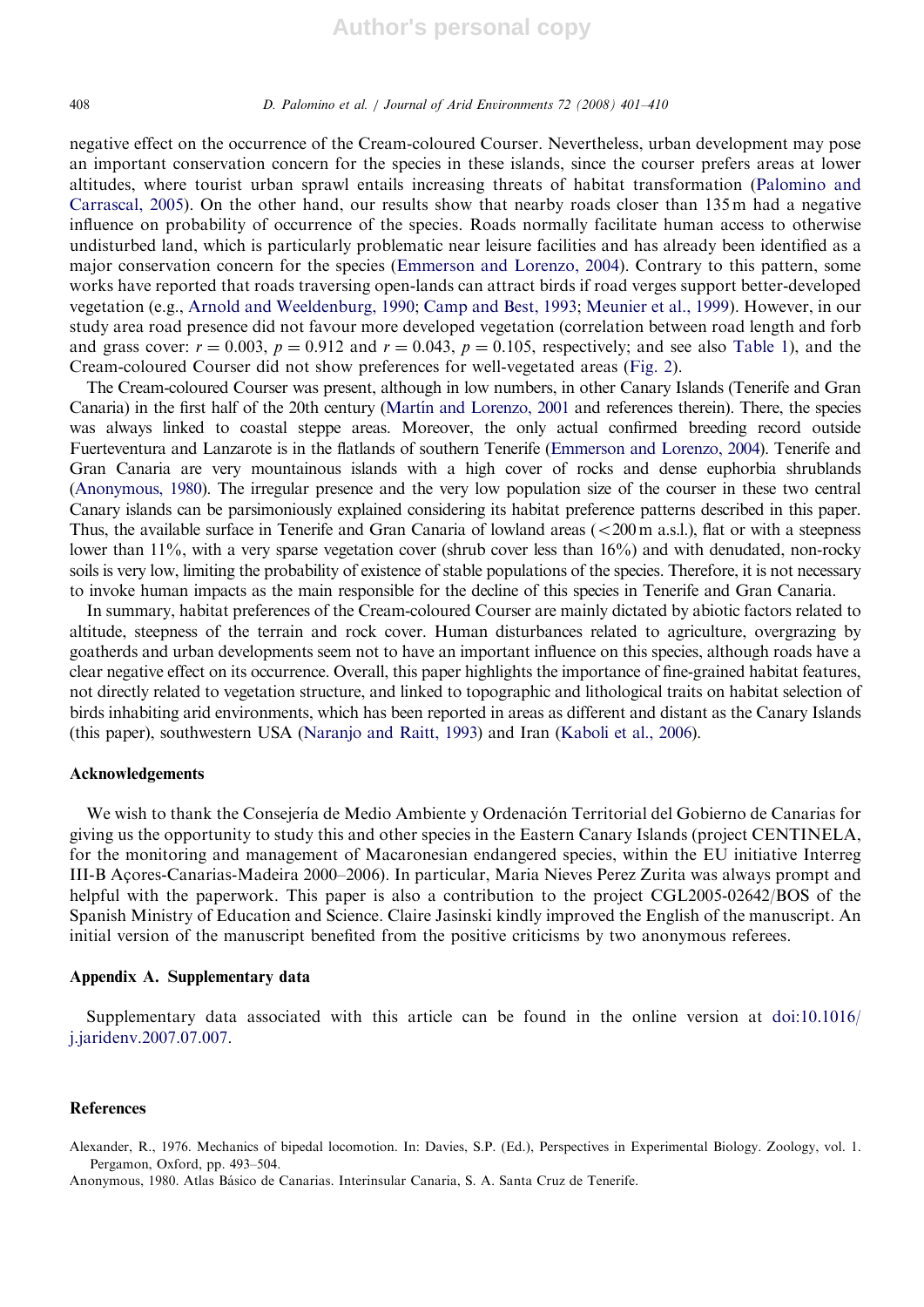negative effect on the occurrence of the Cream-coloured Courser. Nevertheless, urban development may pose an important conservation concern for the species in these islands, since the courser prefers areas at lower altitudes, where tourist urban sprawl entails increasing threats of habitat transformation (Palomino and Carrascal, 2005). On the other hand, our results show that nearby roads closer than 135 m had a negative influence on probability of occurrence of the species. Roads normally facilitate human access to otherwise undisturbed land, which is particularly problematic near leisure facilities and has already been identified as a major conservation concern for the species (Emmerson and Lorenzo, 2004). Contrary to this pattern, some works have reported that roads traversing open-lands can attract birds if road verges support better-developed vegetation (e.g., Arnold and Weeldenburg, 1990; Camp and Best, 1993; Meunier et al., 1999). However, in our study area road presence did not favour more developed vegetation (correlation between road length and forb and grass cover: $r = 0.003$, $p = 0.912$ and $r = 0.043$, $p = 0.105$, respectively; and see also Table 1), and the Cream-coloured Courser did not show preferences for well-vegetated areas (Fig. 2).

The Cream-coloured Courser was present, although in low numbers, in other Canary Islands (Tenerife and Gran Canaria) in the first half of the 20th century (Martín and Lorenzo, 2001 and references therein). There, the species was always linked to coastal steppe areas. Moreover, the only actual confirmed breeding record outside Fuerteventura and Lanzarote is in the flatlands of southern Tenerife (Emmerson and Lorenzo, 2004). Tenerife and Gran Canaria are very mountainous islands with a high cover of rocks and dense euphorbia shrublands (Anonymous, 1980). The irregular presence and the very low population size of the courser in these two central Canary islands can be parsimoniously explained considering its habitat preference patterns described in this paper. Thus, the available surface in Tenerife and Gran Canaria of lowland areas (<200 m a.s.l.), flat or with a steepness lower than 11%, with a very sparse vegetation cover (shrub cover less than 16%) and with denudated, non-rocky soils is very low, limiting the probability of existence of stable populations of the species. Therefore, it is not necessary to invoke human impacts as the main responsible for the decline of this species in Tenerife and Gran Canaria.

In summary, habitat preferences of the Cream-coloured Courser are mainly dictated by abiotic factors related to altitude, steepness of the terrain and rock cover. Human disturbances related to agriculture, overgrazing by goatherds and urban developments seem not to have an important influence on this species, although roads have a clear negative effect on its occurrence. Overall, this paper highlights the importance of fine-grained habitat features, not directly related to vegetation structure, and linked to topographic and lithological traits on habitat selection of birds inhabiting arid environments, which has been reported in areas as different and distant as the Canary Islands (this paper), southwestern USA (Naranjo and Raitt, 1993) and Iran (Kaboli et al., 2006).

## Acknowledgements

We wish to thank the Consejería de Medio Ambiente y Ordenación Territorial del Gobierno de Canarias for giving us the opportunity to study this and other species in the Eastern Canary Islands (project CENTINELA, for the monitoring and management of Macaronesian endangered species, within the EU initiative Interreg III-B Açores-Canarias-Madeira 2000–2006). In particular, Maria Nieves Perez Zurita was always prompt and helpful with the paperwork. This paper is also a contribution to the project CGL2005-02642/BOS of the Spanish Ministry of Education and Science. Claire Jasinski kindly improved the English of the manuscript. An initial version of the manuscript benefited from the positive criticisms by two anonymous referees.

## Appendix A. Supplementary data

Supplementary data associated with this article can be found in the online version at doi:10.1016/j.jaridenv.2007.07.007.

## References

Alexander, R., 1976. Mechanics of bipedal locomotion. In: Davies, S.P. (Ed.), Perspectives in Experimental Biology. Zoology, vol. 1. Pergamon, Oxford, pp. 493–504.

Anonymous, 1980. Atlas Básico de Canarias. Interinsular Canaria, S. A. Santa Cruz de Tenerife.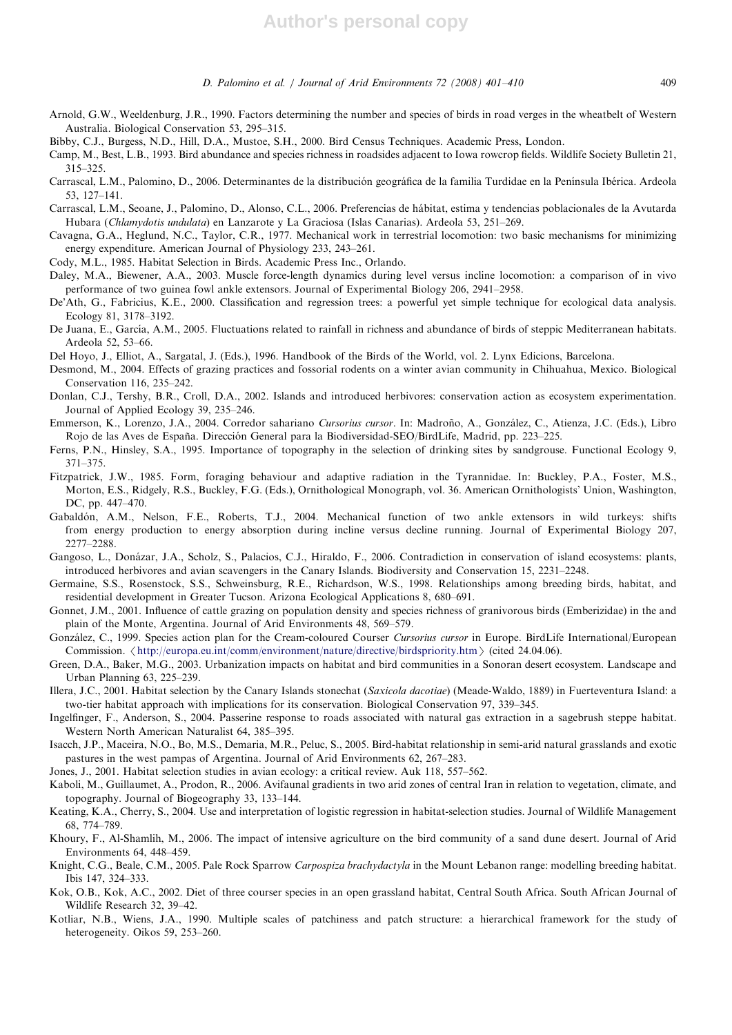Arnold, G.W., Weeldenburg, J.R., 1990. Factors determining the number and species of birds in road verges in the wheatbelt of Western Australia. Biological Conservation 53, 295–315.

Bibby, C.J., Burgess, N.D., Hill, D.A., Mustoe, S.H., 2000. Bird Census Techniques. Academic Press, London.

Camp, M., Best, L.B., 1993. Bird abundance and species richness in roadsides adjacent to Iowa rowcrop fields. Wildlife Society Bulletin 21, 315–325.

Carrascal, L.M., Palomino, D., 2006. Determinantes de la distribución geográfica de la familia Turdidae en la Península Ibérica. Ardeola 53, 127–141.

Carrascal, L.M., Seoane, J., Palomino, D., Alonso, C.L., 2006. Preferencias de hábitat, estima y tendencias poblacionales de la Avutarda Hubara (*Chlamydotis undulata*) en Lanzarote y La Graciosa (Islas Canarias). Ardeola 53, 251–269.

Cavagna, G.A., Heglund, N.C., Taylor, C.R., 1977. Mechanical work in terrestrial locomotion: two basic mechanisms for minimizing energy expenditure. American Journal of Physiology 233, 243–261.

Cody, M.L., 1985. Habitat Selection in Birds. Academic Press Inc., Orlando.

Daley, M.A., Biewener, A.A., 2003. Muscle force-length dynamics during level versus incline locomotion: a comparison of in vivo performance of two guinea fowl ankle extensors. Journal of Experimental Biology 206, 2941–2958.

De'Ath, G., Fabricius, K.E., 2000. Classification and regression trees: a powerful yet simple technique for ecological data analysis. Ecology 81, 3178–3192.

De Juana, E., García, A.M., 2005. Fluctuations related to rainfall in richness and abundance of birds of steppic Mediterranean habitats. Ardeola 52, 53–66.

Del Hoyo, J., Elliot, A., Sargatal, J. (Eds.), 1996. Handbook of the Birds of the World, vol. 2. Lynx Edicions, Barcelona.

Desmond, M., 2004. Effects of grazing practices and fossorial rodents on a winter avian community in Chihuahua, Mexico. Biological Conservation 116, 235–242.

Donlan, C.J., Tershy, B.R., Croll, D.A., 2002. Islands and introduced herbivores: conservation action as ecosystem experimentation. Journal of Applied Ecology 39, 235–246.

Emmerson, K., Lorenzo, J.A., 2004. Corredor sahariano *Cursorius cursor*. In: Madroño, A., González, C., Atienza, J.C. (Eds.), Libro Rojo de las Aves de España. Dirección General para la Biodiversidad-SEO/BirdLife, Madrid, pp. 223–225.

Ferns, P.N., Hinsley, S.A., 1995. Importance of topography in the selection of drinking sites by sandgrouse. Functional Ecology 9, 371–375.

Fitzpatrick, J.W., 1985. Form, foraging behaviour and adaptive radiation in the Tyrannidae. In: Buckley, P.A., Foster, M.S., Morton, E.S., Ridgely, R.S., Buckley, F.G. (Eds.), Ornithological Monograph, vol. 36. American Ornithologists' Union, Washington, DC, pp. 447–470.

Gabaldón, A.M., Nelson, F.E., Roberts, T.J., 2004. Mechanical function of two ankle extensors in wild turkeys: shifts from energy production to energy absorption during incline versus decline running. Journal of Experimental Biology 207, 2277–2288.

Gangoso, L., Donázar, J.A., Scholz, S., Palacios, C.J., Hiraldo, F., 2006. Contradiction in conservation of island ecosystems: plants, introduced herbivores and avian scavengers in the Canary Islands. Biodiversity and Conservation 15, 2231–2248.

Germaine, S.S., Rosenstock, S.S., Schweinsburg, R.E., Richardson, W.S., 1998. Relationships among breeding birds, habitat, and residential development in Greater Tucson. Arizona Ecological Applications 8, 680–691.

Gonnet, J.M., 2001. Influence of cattle grazing on population density and species richness of granivorous birds (Emberizidae) in the and plain of the Monte, Argentina. Journal of Arid Environments 48, 569–579.

González, C., 1999. Species action plan for the Cream-coloured Courser *Cursorius cursor* in Europe. BirdLife International/European Commission. ⟨http://europa.eu.int/comm/environment/nature/directive/birdspriority.htm⟩ (cited 24.04.06).

Green, D.A., Baker, M.G., 2003. Urbanization impacts on habitat and bird communities in a Sonoran desert ecosystem. Landscape and Urban Planning 63, 225–239.

Illera, J.C., 2001. Habitat selection by the Canary Islands stonechat (*Saxicola dacotiae*) (Meade-Waldo, 1889) in Fuerteventura Island: a two-tier habitat approach with implications for its conservation. Biological Conservation 97, 339–345.

Ingelfinger, F., Anderson, S., 2004. Passerine response to roads associated with natural gas extraction in a sagebrush steppe habitat. Western North American Naturalist 64, 385–395.

Isacch, J.P., Maceira, N.O., Bo, M.S., Demaria, M.R., Peluc, S., 2005. Bird-habitat relationship in semi-arid natural grasslands and exotic pastures in the west pampas of Argentina. Journal of Arid Environments 62, 267–283.

Jones, J., 2001. Habitat selection studies in avian ecology: a critical review. Auk 118, 557–562.

Kaboli, M., Guillaumet, A., Prodon, R., 2006. Avifaunal gradients in two arid zones of central Iran in relation to vegetation, climate, and topography. Journal of Biogeography 33, 133–144.

Keating, K.A., Cherry, S., 2004. Use and interpretation of logistic regression in habitat-selection studies. Journal of Wildlife Management 68, 774–789.

Khoury, F., Al-Shamlih, M., 2006. The impact of intensive agriculture on the bird community of a sand dune desert. Journal of Arid Environments 64, 448–459.

Knight, C.G., Beale, C.M., 2005. Pale Rock Sparrow *Carpospiza brachydactyla* in the Mount Lebanon range: modelling breeding habitat. Ibis 147, 324–333.

Kok, O.B., Kok, A.C., 2002. Diet of three courser species in an open grassland habitat, Central South Africa. South African Journal of Wildlife Research 32, 39–42.

Kotliar, N.B., Wiens, J.A., 1990. Multiple scales of patchiness and patch structure: a hierarchical framework for the study of heterogeneity. Oikos 59, 253–260.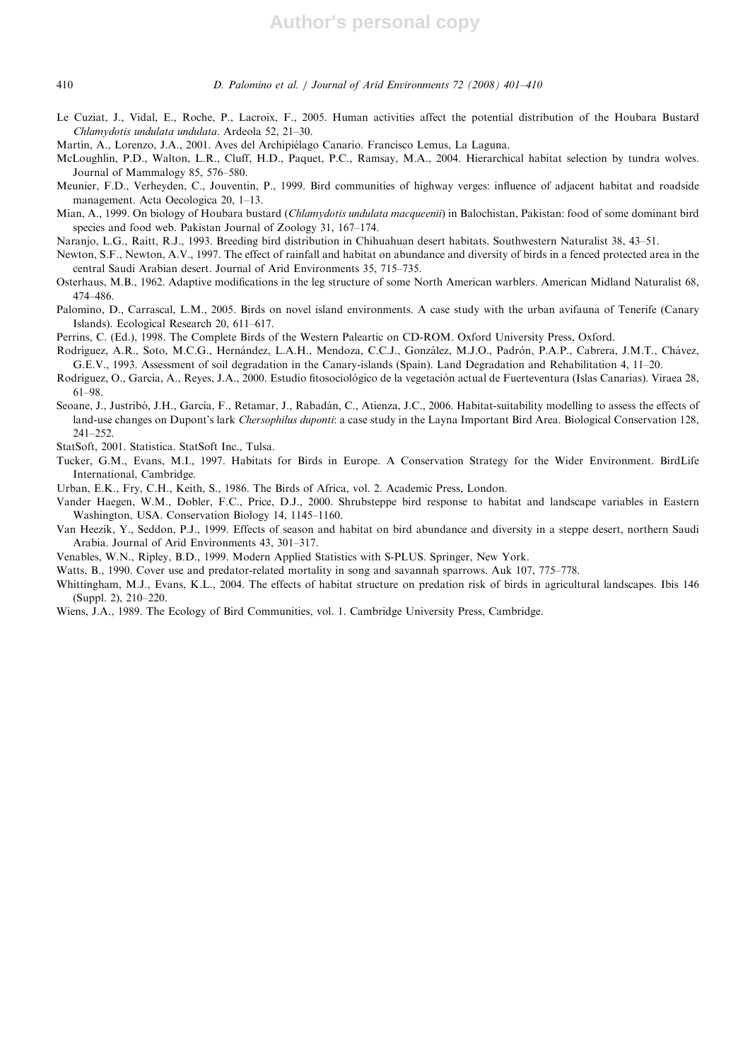Le Cuziat, J., Vidal, E., Roche, P., Lacroix, F., 2005. Human activities affect the potential distribution of the Houbara Bustard *Chlamydotis undulata undulata*. Ardeola 52, 21–30.

Martín, A., Lorenzo, J.A., 2001. Aves del Archipiélago Canario. Francisco Lemus, La Laguna.

McLoughlin, P.D., Walton, L.R., Cluff, H.D., Paquet, P.C., Ramsay, M.A., 2004. Hierarchical habitat selection by tundra wolves. Journal of Mammalogy 85, 576–580.

Meunier, F.D., Verheyden, C., Jouventin, P., 1999. Bird communities of highway verges: influence of adjacent habitat and roadside management. Acta Oecologica 20, 1–13.

Mian, A., 1999. On biology of Houbara bustard (*Chlamydotis undulata macqueenii*) in Balochistan, Pakistan: food of some dominant bird species and food web. Pakistan Journal of Zoology 31, 167–174.

Naranjo, L.G., Raitt, R.J., 1993. Breeding bird distribution in Chihuahuan desert habitats. Southwestern Naturalist 38, 43–51.

Newton, S.F., Newton, A.V., 1997. The effect of rainfall and habitat on abundance and diversity of birds in a fenced protected area in the central Saudi Arabian desert. Journal of Arid Environments 35, 715–735.

Osterhaus, M.B., 1962. Adaptive modifications in the leg structure of some North American warblers. American Midland Naturalist 68, 474–486.

Palomino, D., Carrascal, L.M., 2005. Birds on novel island environments. A case study with the urban avifauna of Tenerife (Canary Islands). Ecological Research 20, 611–617.

Perrins, C. (Ed.), 1998. The Complete Birds of the Western Paleartic on CD-ROM. Oxford University Press, Oxford.

Rodríguez, A.R., Soto, M.C.G., Hernández, L.A.H., Mendoza, C.C.J., González, M.J.O., Padrón, P.A.P., Cabrera, J.M.T., Chávez, G.E.V., 1993. Assessment of soil degradation in the Canary-islands (Spain). Land Degradation and Rehabilitation 4, 11–20.

Rodríguez, O., García, A., Reyes, J.A., 2000. Estudio fitosociológico de la vegetación actual de Fuerteventura (Islas Canarias). Viraea 28, 61–98.

Seoane, J., Justribó, J.H., García, F., Retamar, J., Rabadán, C., Atienza, J.C., 2006. Habitat-suitability modelling to assess the effects of land-use changes on Dupont's lark *Chersophilus duponti*: a case study in the Layna Important Bird Area. Biological Conservation 128, 241–252.

StatSoft, 2001. Statistica. StatSoft Inc., Tulsa.

Tucker, G.M., Evans, M.I., 1997. Habitats for Birds in Europe. A Conservation Strategy for the Wider Environment. BirdLife International, Cambridge.

Urban, E.K., Fry, C.H., Keith, S., 1986. The Birds of Africa, vol. 2. Academic Press, London.

Vander Haegen, W.M., Dobler, F.C., Price, D.J., 2000. Shrubsteppe bird response to habitat and landscape variables in Eastern Washington, USA. Conservation Biology 14, 1145–1160.

Van Heezik, Y., Seddon, P.J., 1999. Effects of season and habitat on bird abundance and diversity in a steppe desert, northern Saudi Arabia. Journal of Arid Environments 43, 301–317.

Venables, W.N., Ripley, B.D., 1999. Modern Applied Statistics with S-PLUS. Springer, New York.

Watts, B., 1990. Cover use and predator-related mortality in song and savannah sparrows. Auk 107, 775–778.

Whittingham, M.J., Evans, K.L., 2004. The effects of habitat structure on predation risk of birds in agricultural landscapes. Ibis 146 (Suppl. 2), 210–220.

Wiens, J.A., 1989. The Ecology of Bird Communities, vol. 1. Cambridge University Press, Cambridge.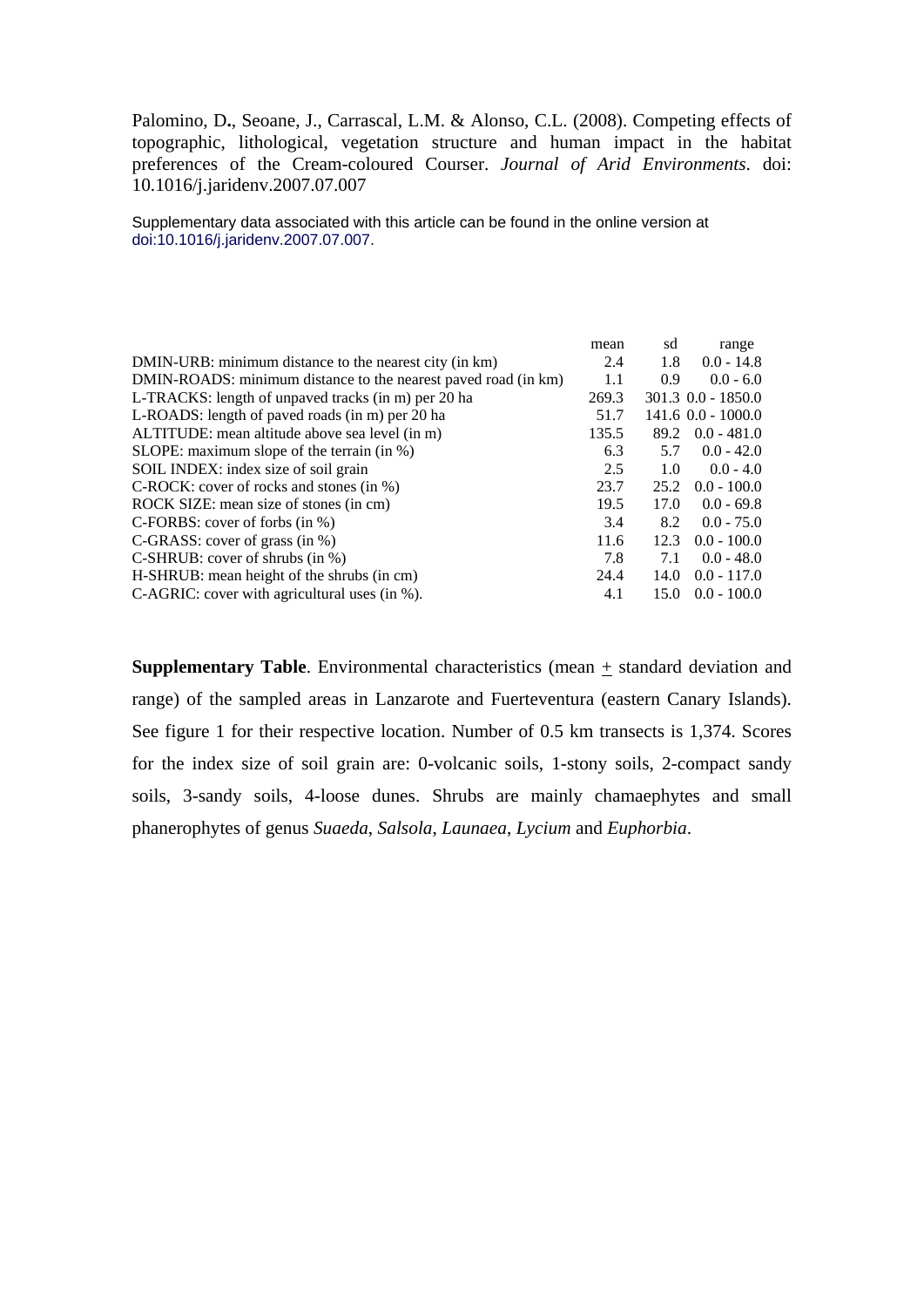Palomino, D., Seoane, J., Carrascal, L.M. & Alonso, C.L. (2008). Competing effects of topographic, lithological, vegetation structure and human impact in the habitat preferences of the Cream-coloured Courser. *Journal of Arid Environments*. doi: 10.1016/j.jaridenv.2007.07.007

Supplementary data associated with this article can be found in the online version at doi:10.1016/j.jaridenv.2007.07.007.

| | mean | sd | range |
|---|---|---|---|
| DMIN-URB: minimum distance to the nearest city (in km) | 2.4 | 1.8 | 0.0 - 14.8 |
| DMIN-ROADS: minimum distance to the nearest paved road (in km) | 1.1 | 0.9 | 0.0 - 6.0 |
| L-TRACKS: length of unpaved tracks (in m) per 20 ha | 269.3 | 301.3 | 0.0 - 1850.0 |
| L-ROADS: length of paved roads (in m) per 20 ha | 51.7 | 141.6 | 0.0 - 1000.0 |
| ALTITUDE: mean altitude above sea level (in m) | 135.5 | 89.2 | 0.0 - 481.0 |
| SLOPE: maximum slope of the terrain (in %) | 6.3 | 5.7 | 0.0 - 42.0 |
| SOIL INDEX: index size of soil grain | 2.5 | 1.0 | 0.0 - 4.0 |
| C-ROCK: cover of rocks and stones (in %) | 23.7 | 25.2 | 0.0 - 100.0 |
| ROCK SIZE: mean size of stones (in cm) | 19.5 | 17.0 | 0.0 - 69.8 |
| C-FORBS: cover of forbs (in %) | 3.4 | 8.2 | 0.0 - 75.0 |
| C-GRASS: cover of grass (in %) | 11.6 | 12.3 | 0.0 - 100.0 |
| C-SHRUB: cover of shrubs (in %) | 7.8 | 7.1 | 0.0 - 48.0 |
| H-SHRUB: mean height of the shrubs (in cm) | 24.4 | 14.0 | 0.0 - 117.0 |
| C-AGRIC: cover with agricultural uses (in %). | 4.1 | 15.0 | 0.0 - 100.0 |

**Supplementary Table**. Environmental characteristics (mean $\pm$ standard deviation and range) of the sampled areas in Lanzarote and Fuerteventura (eastern Canary Islands). See figure 1 for their respective location. Number of 0.5 km transects is 1,374. Scores for the index size of soil grain are: 0-volcanic soils, 1-stony soils, 2-compact sandy soils, 3-sandy soils, 4-loose dunes. Shrubs are mainly chamaephytes and small phanerophytes of genus *Suaeda*, *Salsola*, *Launaea*, *Lycium* and *Euphorbia*.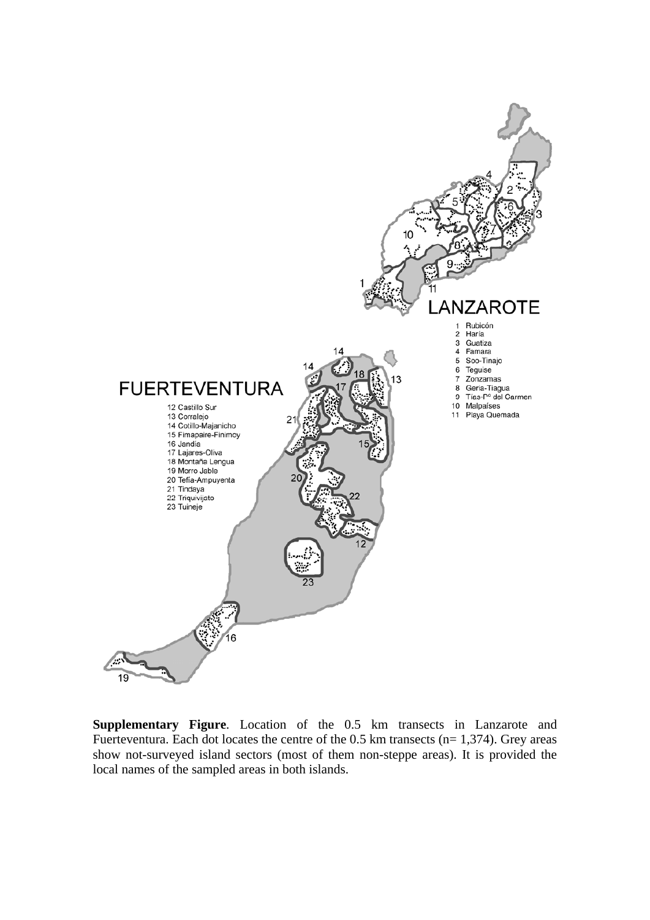LANZAROTE

1 Rubicón
2 Haría
3 Guatiza
4 Famara
5 Soo-Tinajo
6 Teguise
7 Zonzamas
8 Geria-Tiagua
9 Tías-Pº del Carmen
10 Malpaíses
11 Playa Quemada

FUERTEVENTURA

12 Castillo Sur
13 Corralejo
14 Cotillo-Majanicho
15 Fimapaire-Finimoy
16 Jandía
17 Lajares-Oliva
18 Montaña Lengua
19 Morro Jable
20 Tefía-Ampuyenta
21 Tindaya
22 Triquivijato
23 Tuineje

**Supplementary Figure**. Location of the 0.5 km transects in Lanzarote and Fuerteventura. Each dot locates the centre of the 0.5 km transects (n= 1,374). Grey areas show not-surveyed island sectors (most of them non-steppe areas). It is provided the local names of the sampled areas in both islands.